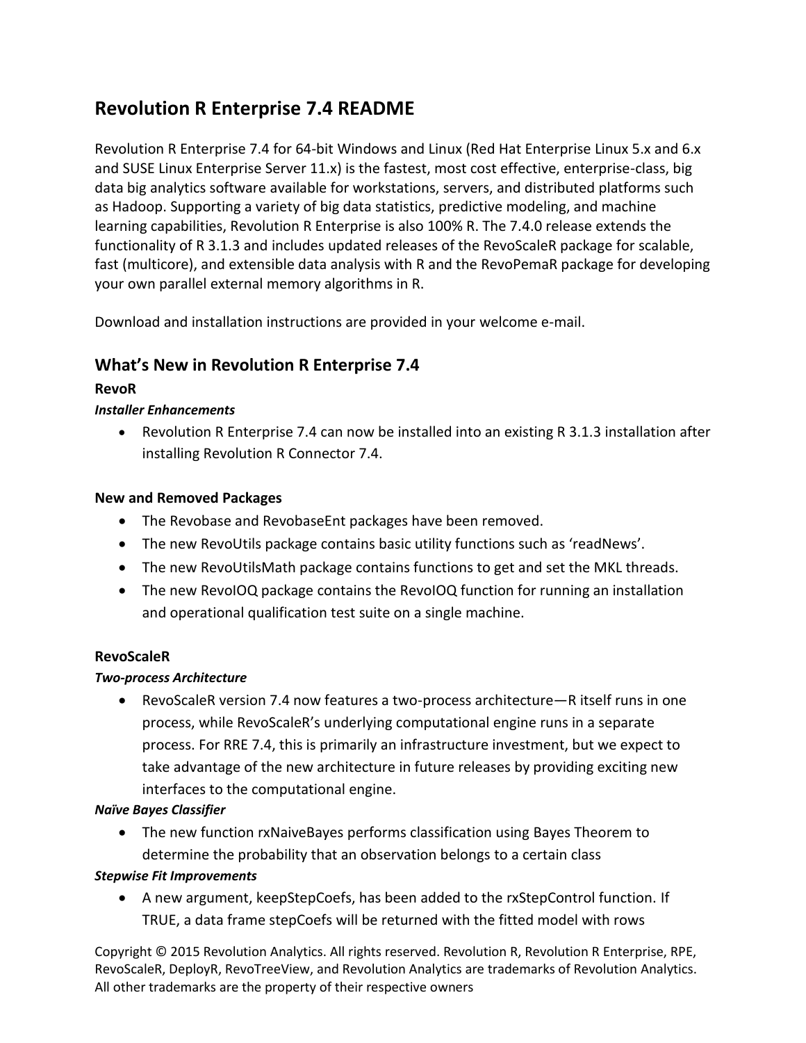# Revolution R Enterprise 7.4 README

Revolution R Enterprise 7.4 for 64-bit Windows and Linux (Red Hat Enterprise Linux 5.x and 6.x and SUSE Linux Enterprise Server 11.x) is the fastest, most cost effective, enterprise-class, big data big analytics software available for workstations, servers, and distributed platforms such as Hadoop. Supporting a variety of big data statistics, predictive modeling, and machine learning capabilities, Revolution R Enterprise is also 100% R. The 7.4.0 release extends the functionality of R 3.1.3 and includes updated releases of the RevoScaleR package for scalable, fast (multicore), and extensible data analysis with R and the RevoPemaR package for developing your own parallel external memory algorithms in R.

Download and installation instructions are provided in your welcome e-mail.

## What's New in Revolution R Enterprise 7.4

### RevoR

***Installer Enhancements***

- Revolution R Enterprise 7.4 can now be installed into an existing R 3.1.3 installation after installing Revolution R Connector 7.4.

### New and Removed Packages

- The Revobase and RevobaseEnt packages have been removed.
- The new RevoUtils package contains basic utility functions such as 'readNews'.
- The new RevoUtilsMath package contains functions to get and set the MKL threads.
- The new RevoIOQ package contains the RevoIOQ function for running an installation and operational qualification test suite on a single machine.

### RevoScaleR

***Two-process Architecture***

- RevoScaleR version 7.4 now features a two-process architecture—R itself runs in one process, while RevoScaleR's underlying computational engine runs in a separate process. For RRE 7.4, this is primarily an infrastructure investment, but we expect to take advantage of the new architecture in future releases by providing exciting new interfaces to the computational engine.

***Naïve Bayes Classifier***

- The new function rxNaiveBayes performs classification using Bayes Theorem to determine the probability that an observation belongs to a certain class

***Stepwise Fit Improvements***

- A new argument, keepStepCoefs, has been added to the rxStepControl function. If TRUE, a data frame stepCoefs will be returned with the fitted model with rows

Copyright © 2015 Revolution Analytics. All rights reserved. Revolution R, Revolution R Enterprise, RPE, RevoScaleR, DeployR, RevoTreeView, and Revolution Analytics are trademarks of Revolution Analytics. All other trademarks are the property of their respective owners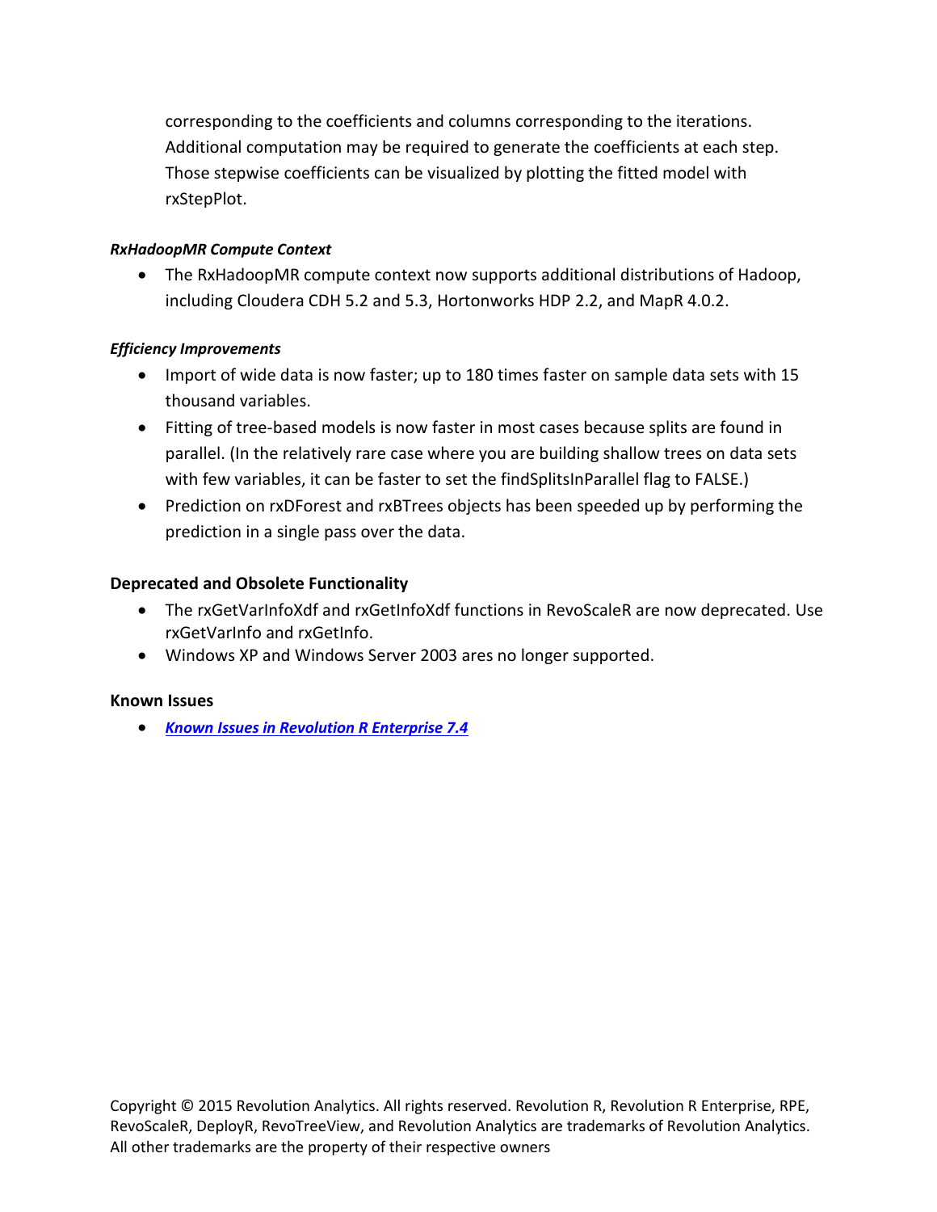corresponding to the coefficients and columns corresponding to the iterations. Additional computation may be required to generate the coefficients at each step. Those stepwise coefficients can be visualized by plotting the fitted model with rxStepPlot.

***RxHadoopMR Compute Context***

- The RxHadoopMR compute context now supports additional distributions of Hadoop, including Cloudera CDH 5.2 and 5.3, Hortonworks HDP 2.2, and MapR 4.0.2.

***Efficiency Improvements***

- Import of wide data is now faster; up to 180 times faster on sample data sets with 15 thousand variables.
- Fitting of tree-based models is now faster in most cases because splits are found in parallel. (In the relatively rare case where you are building shallow trees on data sets with few variables, it can be faster to set the findSplitsInParallel flag to FALSE.)
- Prediction on rxDForest and rxBTrees objects has been speeded up by performing the prediction in a single pass over the data.

**Deprecated and Obsolete Functionality**

- The rxGetVarInfoXdf and rxGetInfoXdf functions in RevoScaleR are now deprecated. Use rxGetVarInfo and rxGetInfo.
- Windows XP and Windows Server 2003 ares no longer supported.

**Known Issues**

- ***Known Issues in Revolution R Enterprise 7.4***

Copyright © 2015 Revolution Analytics. All rights reserved. Revolution R, Revolution R Enterprise, RPE, RevoScaleR, DeployR, RevoTreeView, and Revolution Analytics are trademarks of Revolution Analytics. All other trademarks are the property of their respective owners